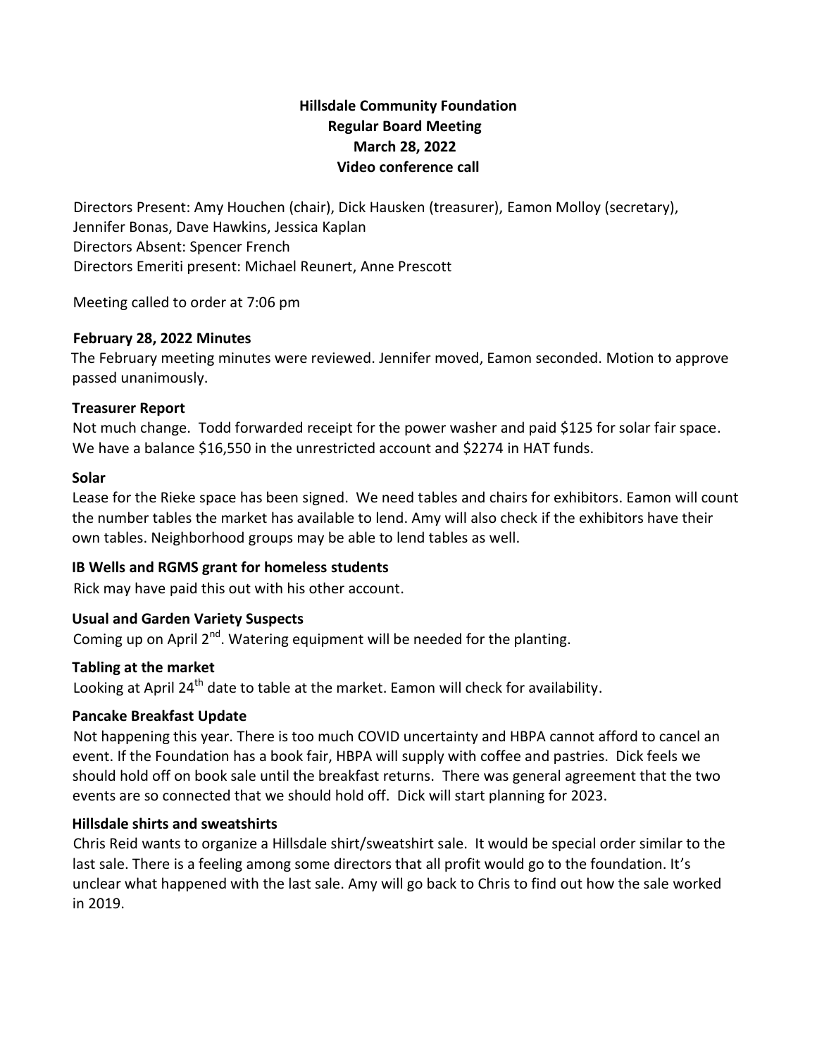**Hillsdale Community Foundation**
**Regular Board Meeting**
**March 28, 2022**
**Video conference call**

Directors Present: Amy Houchen (chair), Dick Hausken (treasurer), Eamon Molloy (secretary), Jennifer Bonas, Dave Hawkins, Jessica Kaplan
Directors Absent: Spencer French
Directors Emeriti present: Michael Reunert, Anne Prescott

Meeting called to order at 7:06 pm

**February 28, 2022 Minutes**

The February meeting minutes were reviewed. Jennifer moved, Eamon seconded. Motion to approve passed unanimously.

**Treasurer Report**

Not much change. Todd forwarded receipt for the power washer and paid $125 for solar fair space. We have a balance $16,550 in the unrestricted account and $2274 in HAT funds.

**Solar**

Lease for the Rieke space has been signed. We need tables and chairs for exhibitors. Eamon will count the number tables the market has available to lend. Amy will also check if the exhibitors have their own tables. Neighborhood groups may be able to lend tables as well.

**IB Wells and RGMS grant for homeless students**

Rick may have paid this out with his other account.

**Usual and Garden Variety Suspects**

Coming up on April 2nd. Watering equipment will be needed for the planting.

**Tabling at the market**

Looking at April 24th date to table at the market. Eamon will check for availability.

**Pancake Breakfast Update**

Not happening this year. There is too much COVID uncertainty and HBPA cannot afford to cancel an event. If the Foundation has a book fair, HBPA will supply with coffee and pastries. Dick feels we should hold off on book sale until the breakfast returns. There was general agreement that the two events are so connected that we should hold off. Dick will start planning for 2023.

**Hillsdale shirts and sweatshirts**

Chris Reid wants to organize a Hillsdale shirt/sweatshirt sale. It would be special order similar to the last sale. There is a feeling among some directors that all profit would go to the foundation. It's unclear what happened with the last sale. Amy will go back to Chris to find out how the sale worked in 2019.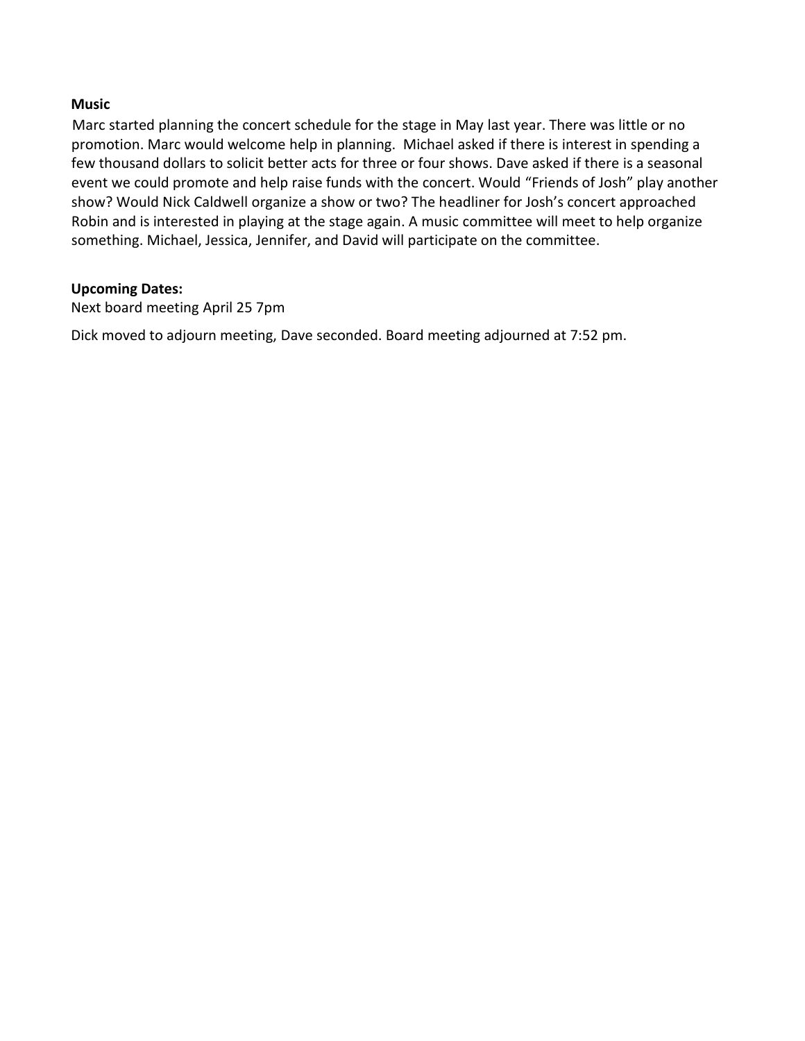**Music**

Marc started planning the concert schedule for the stage in May last year. There was little or no promotion. Marc would welcome help in planning. Michael asked if there is interest in spending a few thousand dollars to solicit better acts for three or four shows. Dave asked if there is a seasonal event we could promote and help raise funds with the concert. Would "Friends of Josh" play another show? Would Nick Caldwell organize a show or two? The headliner for Josh's concert approached Robin and is interested in playing at the stage again. A music committee will meet to help organize something. Michael, Jessica, Jennifer, and David will participate on the committee.

**Upcoming Dates:**

Next board meeting April 25 7pm

Dick moved to adjourn meeting, Dave seconded. Board meeting adjourned at 7:52 pm.